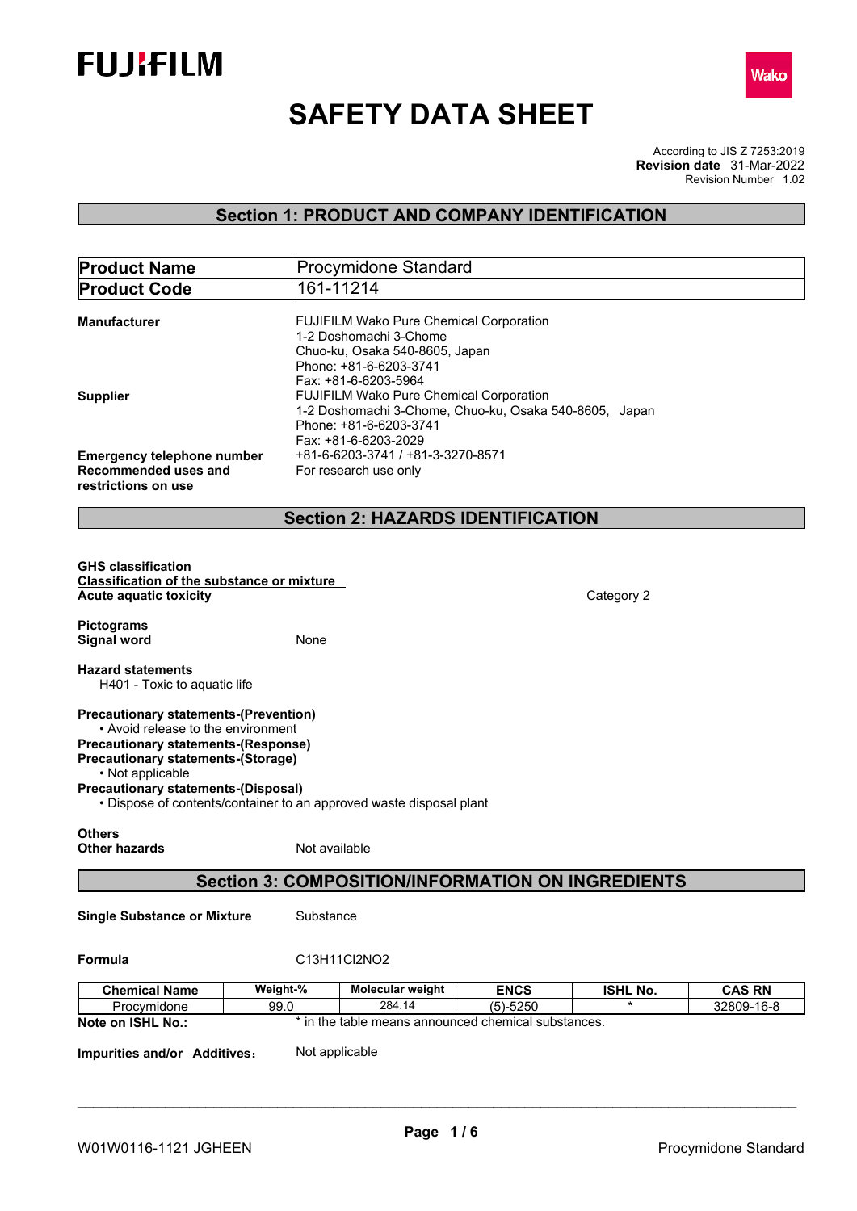# SAFETY DATA SHEET

According to JIS Z 7253:2019
**Revision date** 31-Mar-2022
Revision Number 1.02

## Section 1: PRODUCT AND COMPANY IDENTIFICATION

| **Product Name** | Procymidone Standard |
|---|---|
| **Product Code** | 161-11214 |

**Manufacturer**
FUJIFILM Wako Pure Chemical Corporation
1-2 Doshomachi 3-Chome
Chuo-ku, Osaka 540-8605, Japan
Phone: +81-6-6203-3741
Fax: +81-6-6203-5964

**Supplier**
FUJIFILM Wako Pure Chemical Corporation
1-2 Doshomachi 3-Chome, Chuo-ku, Osaka 540-8605, Japan
Phone: +81-6-6203-3741
Fax: +81-6-6203-2029

**Emergency telephone number** +81-6-6203-3741 / +81-3-3270-8571

**Recommended uses and restrictions on use** For research use only

## Section 2: HAZARDS IDENTIFICATION

**GHS classification**
**Classification of the substance or mixture**
**Acute aquatic toxicity** Category 2

**Pictograms**
**Signal word** None

**Hazard statements**
H401 - Toxic to aquatic life

**Precautionary statements-(Prevention)**
- Avoid release to the environment

**Precautionary statements-(Response)**
**Precautionary statements-(Storage)**
- Not applicable

**Precautionary statements-(Disposal)**
- Dispose of contents/container to an approved waste disposal plant

**Others**
**Other hazards** Not available

## Section 3: COMPOSITION/INFORMATION ON INGREDIENTS

**Single Substance or Mixture** Substance

**Formula** $C_{13}H_{11}Cl_2NO_2$

| Chemical Name | Weight-% | Molecular weight | ENCS | ISHL No. | CAS RN |
|---|---|---|---|---|---|
| Procymidone | 99.0 | 284.14 | (5)-5250 | * | 32809-16-8 |

**Note on ISHL No.:** * in the table means announced chemical substances.

**Impurities and/or Additives:** Not applicable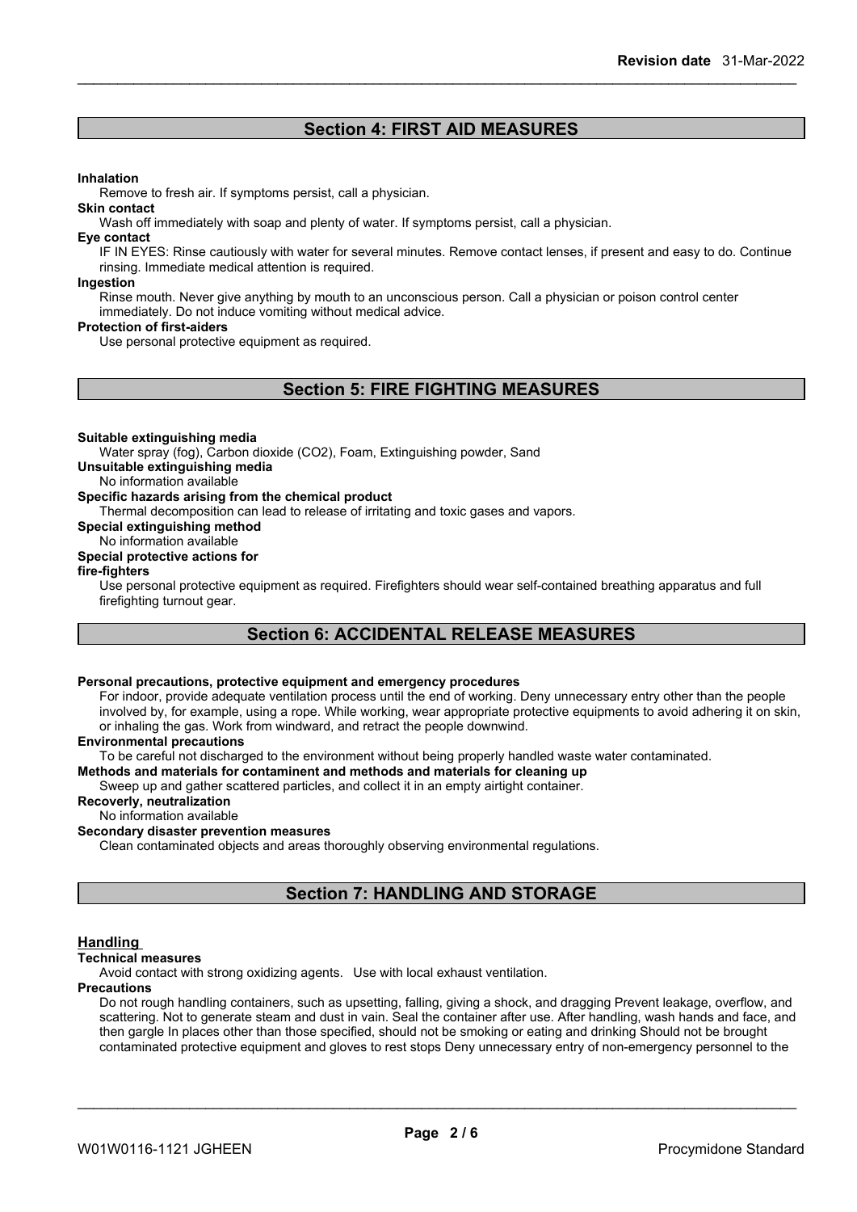## Section 4: FIRST AID MEASURES

**Inhalation**

Remove to fresh air. If symptoms persist, call a physician.

**Skin contact**

Wash off immediately with soap and plenty of water. If symptoms persist, call a physician.

**Eye contact**

IF IN EYES: Rinse cautiously with water for several minutes. Remove contact lenses, if present and easy to do. Continue rinsing. Immediate medical attention is required.

**Ingestion**

Rinse mouth. Never give anything by mouth to an unconscious person. Call a physician or poison control center immediately. Do not induce vomiting without medical advice.

**Protection of first-aiders**

Use personal protective equipment as required.

## Section 5: FIRE FIGHTING MEASURES

**Suitable extinguishing media**

Water spray (fog), Carbon dioxide ($CO_2$), Foam, Extinguishing powder, Sand

**Unsuitable extinguishing media**

No information available

**Specific hazards arising from the chemical product**

Thermal decomposition can lead to release of irritating and toxic gases and vapors.

**Special extinguishing method**

No information available

**Special protective actions for fire-fighters**

Use personal protective equipment as required. Firefighters should wear self-contained breathing apparatus and full firefighting turnout gear.

## Section 6: ACCIDENTAL RELEASE MEASURES

**Personal precautions, protective equipment and emergency procedures**

For indoor, provide adequate ventilation process until the end of working. Deny unnecessary entry other than the people involved by, for example, using a rope. While working, wear appropriate protective equipments to avoid adhering it on skin, or inhaling the gas. Work from windward, and retract the people downwind.

**Environmental precautions**

To be careful not discharged to the environment without being properly handled waste water contaminated.

**Methods and materials for contaminent and methods and materials for cleaning up**

Sweep up and gather scattered particles, and collect it in an empty airtight container.

**Recovery, neutralization**

No information available

**Secondary disaster prevention measures**

Clean contaminated objects and areas thoroughly observing environmental regulations.

## Section 7: HANDLING AND STORAGE

**Handling**

**Technical measures**

Avoid contact with strong oxidizing agents. Use with local exhaust ventilation.

**Precautions**

Do not rough handling containers, such as upsetting, falling, giving a shock, and dragging Prevent leakage, overflow, and scattering. Not to generate steam and dust in vain. Seal the container after use. After handling, wash hands and face, and then gargle In places other than those specified, should not be smoking or eating and drinking Should not be brought contaminated protective equipment and gloves to rest stops Deny unnecessary entry of non-emergency personnel to the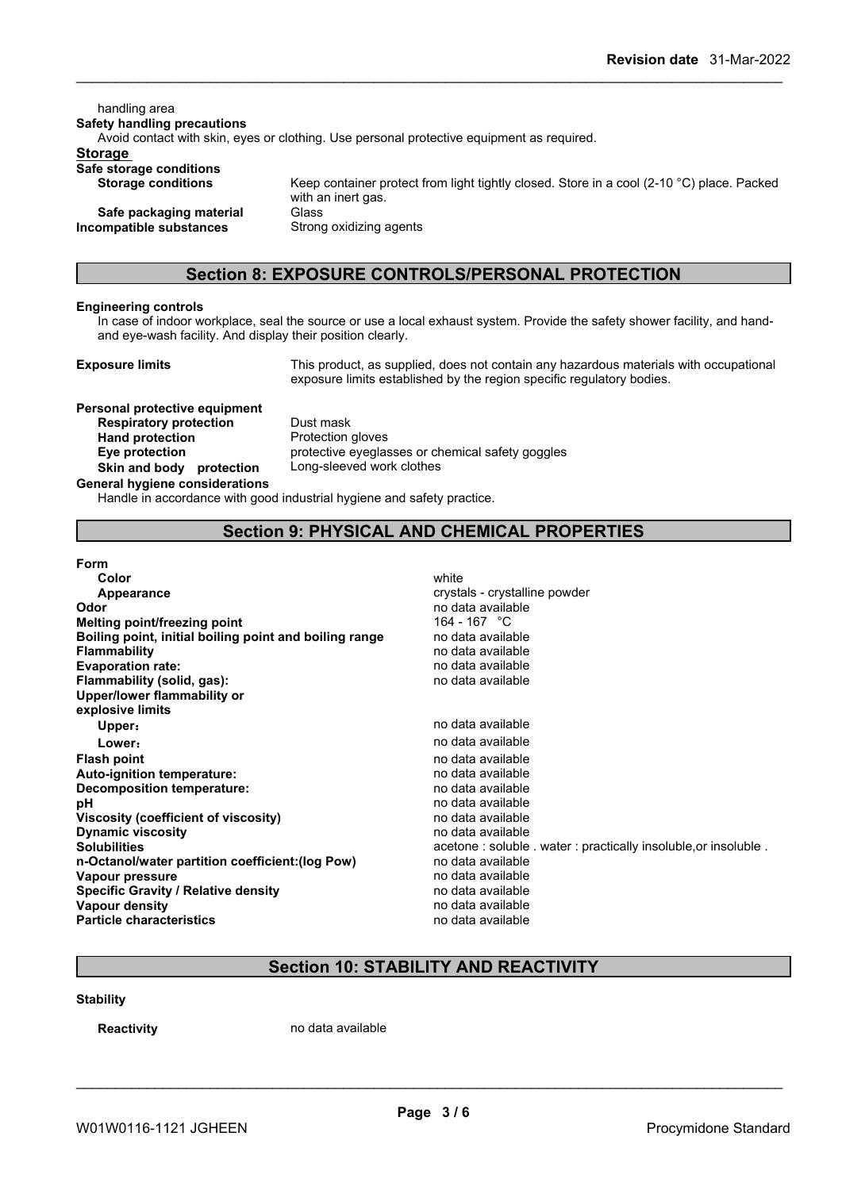handling area

**Safety handling precautions**

Avoid contact with skin, eyes or clothing. Use personal protective equipment as required.

**Storage**

**Safe storage conditions**

| | |
|---|---|
| **Storage conditions** | Keep container protect from light tightly closed. Store in a cool (2-10 °C) place. Packed with an inert gas. |
| **Safe packaging material** | Glass |
| **Incompatible substances** | Strong oxidizing agents |

## Section 8: EXPOSURE CONTROLS/PERSONAL PROTECTION

**Engineering controls**

In case of indoor workplace, seal the source or use a local exhaust system. Provide the safety shower facility, and hand- and eye-wash facility. And display their position clearly.

**Exposure limits** This product, as supplied, does not contain any hazardous materials with occupational exposure limits established by the region specific regulatory bodies.

**Personal protective equipment**

| | |
|---|---|
| **Respiratory protection** | Dust mask |
| **Hand protection** | Protection gloves |
| **Eye protection** | protective eyeglasses or chemical safety goggles |
| **Skin and body protection** | Long-sleeved work clothes |

**General hygiene considerations**

Handle in accordance with good industrial hygiene and safety practice.

## Section 9: PHYSICAL AND CHEMICAL PROPERTIES

**Form**

| | |
|---|---|
| **Color** | white |
| **Appearance** | crystals - crystalline powder |
| **Odor** | no data available |
| **Melting point/freezing point** | 164 - 167 °C |
| **Boiling point, initial boiling point and boiling range** | no data available |
| **Flammability** | no data available |
| **Evaporation rate:** | no data available |
| **Flammability (solid, gas):** | no data available |
| **Upper/lower flammability or explosive limits** | |
| **Upper:** | no data available |
| **Lower:** | no data available |
| **Flash point** | no data available |
| **Auto-ignition temperature:** | no data available |
| **Decomposition temperature:** | no data available |
| **pH** | no data available |
| **Viscosity (coefficient of viscosity)** | no data available |
| **Dynamic viscosity** | no data available |
| **Solubilities** | acetone : soluble . water : practically insoluble,or insoluble . |
| **n-Octanol/water partition coefficient:(log Pow)** | no data available |
| **Vapour pressure** | no data available |
| **Specific Gravity / Relative density** | no data available |
| **Vapour density** | no data available |
| **Particle characteristics** | no data available |

## Section 10: STABILITY AND REACTIVITY

**Stability**

**Reactivity** no data available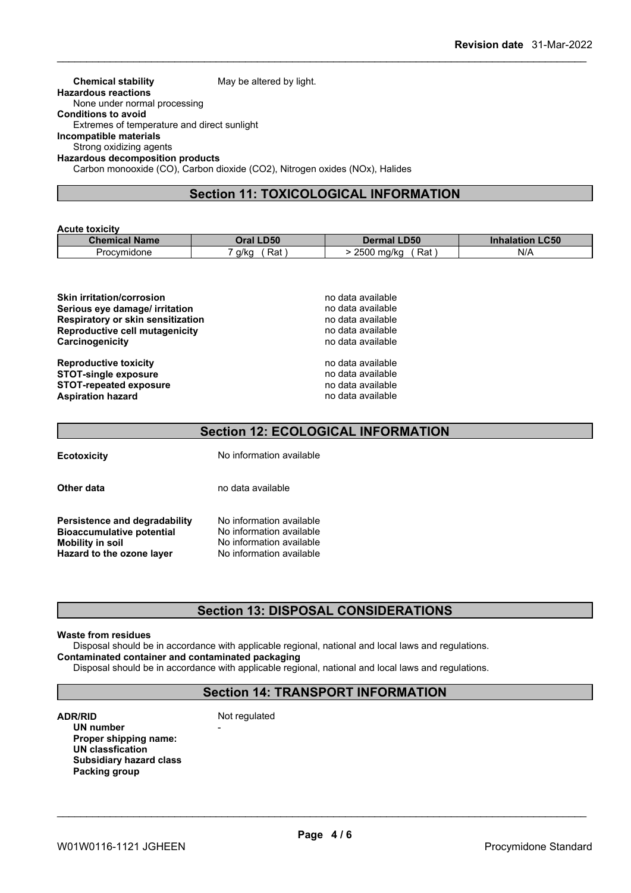**Chemical stability** May be altered by light.

**Hazardous reactions**
None under normal processing

**Conditions to avoid**
Extremes of temperature and direct sunlight

**Incompatible materials**
Strong oxidizing agents

**Hazardous decomposition products**
Carbon monooxide (CO), Carbon dioxide ($CO_2$), Nitrogen oxides (NOx), Halides

## Section 11: TOXICOLOGICAL INFORMATION

**Acute toxicity**

| Chemical Name | Oral LD50 | Dermal LD50 | Inhalation LC50 |
|---|---|---|---|
| Procymidone | 7 g/kg ( Rat ) | > 2500 mg/kg ( Rat ) | N/A |

**Skin irritation/corrosion** no data available
**Serious eye damage/ irritation** no data available
**Respiratory or skin sensitization** no data available
**Reproductive cell mutagenicity** no data available
**Carcinogenicity** no data available

**Reproductive toxicity** no data available
**STOT-single exposure** no data available
**STOT-repeated exposure** no data available
**Aspiration hazard** no data available

## Section 12: ECOLOGICAL INFORMATION

**Ecotoxicity** No information available

**Other data** no data available

**Persistence and degradability** No information available
**Bioaccumulative potential** No information available
**Mobility in soil** No information available
**Hazard to the ozone layer** No information available

## Section 13: DISPOSAL CONSIDERATIONS

**Waste from residues**
Disposal should be in accordance with applicable regional, national and local laws and regulations.

**Contaminated container and contaminated packaging**
Disposal should be in accordance with applicable regional, national and local laws and regulations.

## Section 14: TRANSPORT INFORMATION

**ADR/RID** Not regulated
**UN number** -
**Proper shipping name:**
**UN classfication**
**Subsidiary hazard class**
**Packing group**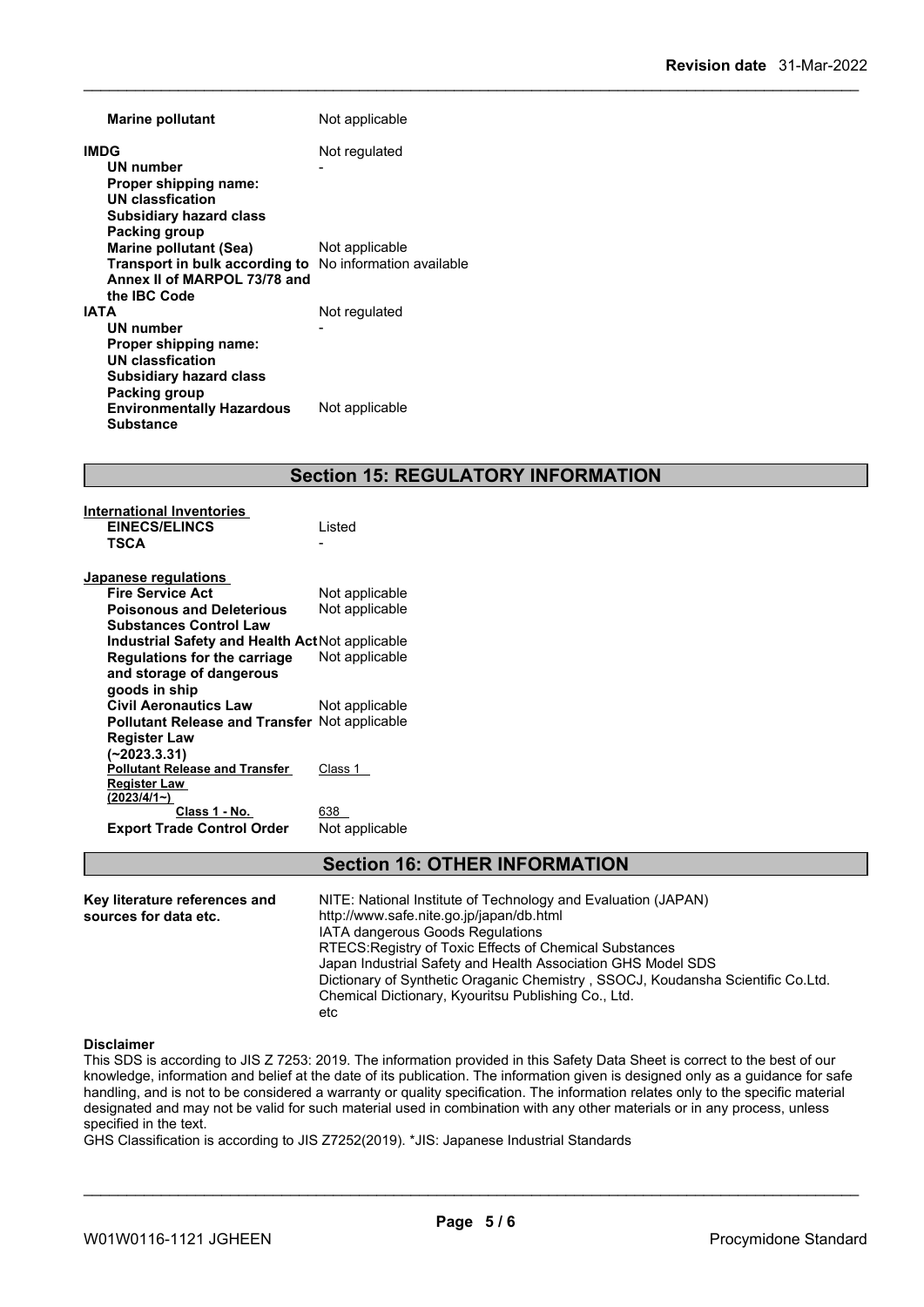| | |
|---|---|
| **Marine pollutant** | Not applicable |

| | |
|---|---|
| **IMDG** | Not regulated |
| **UN number** | - |
| **Proper shipping name:** | |
| **UN classfication** | |
| **Subsidiary hazard class** | |
| **Packing group** | |
| **Marine pollutant (Sea)** | Not applicable |
| **Transport in bulk according to Annex II of MARPOL 73/78 and the IBC Code** | No information available |
| **IATA** | Not regulated |
| **UN number** | - |
| **Proper shipping name:** | |
| **UN classfication** | |
| **Subsidiary hazard class** | |
| **Packing group** | |
| **Environmentally Hazardous Substance** | Not applicable |

## Section 15: REGULATORY INFORMATION

**International Inventories**

| | |
|---|---|
| **EINECS/ELINCS** | Listed |
| **TSCA** | - |

**Japanese regulations**

| | |
|---|---|
| **Fire Service Act** | Not applicable |
| **Poisonous and Deleterious Substances Control Law** | Not applicable |
| **Industrial Safety and Health Act** | Not applicable |
| **Regulations for the carriage and storage of dangerous goods in ship** | Not applicable |
| **Civil Aeronautics Law** | Not applicable |
| **Pollutant Release and Transfer Register Law (~2023.3.31)** | Not applicable |
| **Pollutant Release and Transfer Register Law (2023/4/1~)** | Class 1 |
| **Class 1 - No.** | 638 |
| **Export Trade Control Order** | Not applicable |

## Section 16: OTHER INFORMATION

**Key literature references and sources for data etc.**

NITE: National Institute of Technology and Evaluation (JAPAN)
http://www.safe.nite.go.jp/japan/db.html
IATA dangerous Goods Regulations
RTECS:Registry of Toxic Effects of Chemical Substances
Japan Industrial Safety and Health Association GHS Model SDS
Dictionary of Synthetic Oraganic Chemistry , SSOCJ, Koudansha Scientific Co.Ltd.
Chemical Dictionary, Kyouritsu Publishing Co., Ltd.
etc

**Disclaimer**

This SDS is according to JIS Z 7253: 2019. The information provided in this Safety Data Sheet is correct to the best of our knowledge, information and belief at the date of its publication. The information given is designed only as a guidance for safe handling, and is not to be considered a warranty or quality specification. The information relates only to the specific material designated and may not be valid for such material used in combination with any other materials or in any process, unless specified in the text.

GHS Classification is according to JIS Z7252(2019). *JIS: Japanese Industrial Standards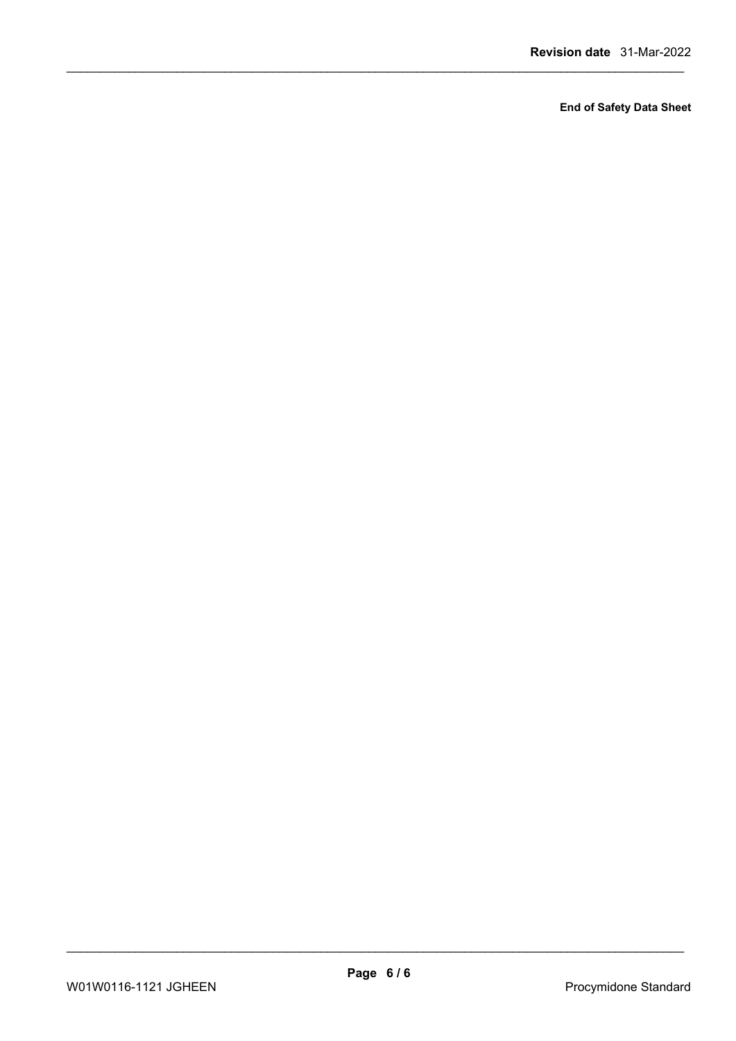**End of Safety Data Sheet**